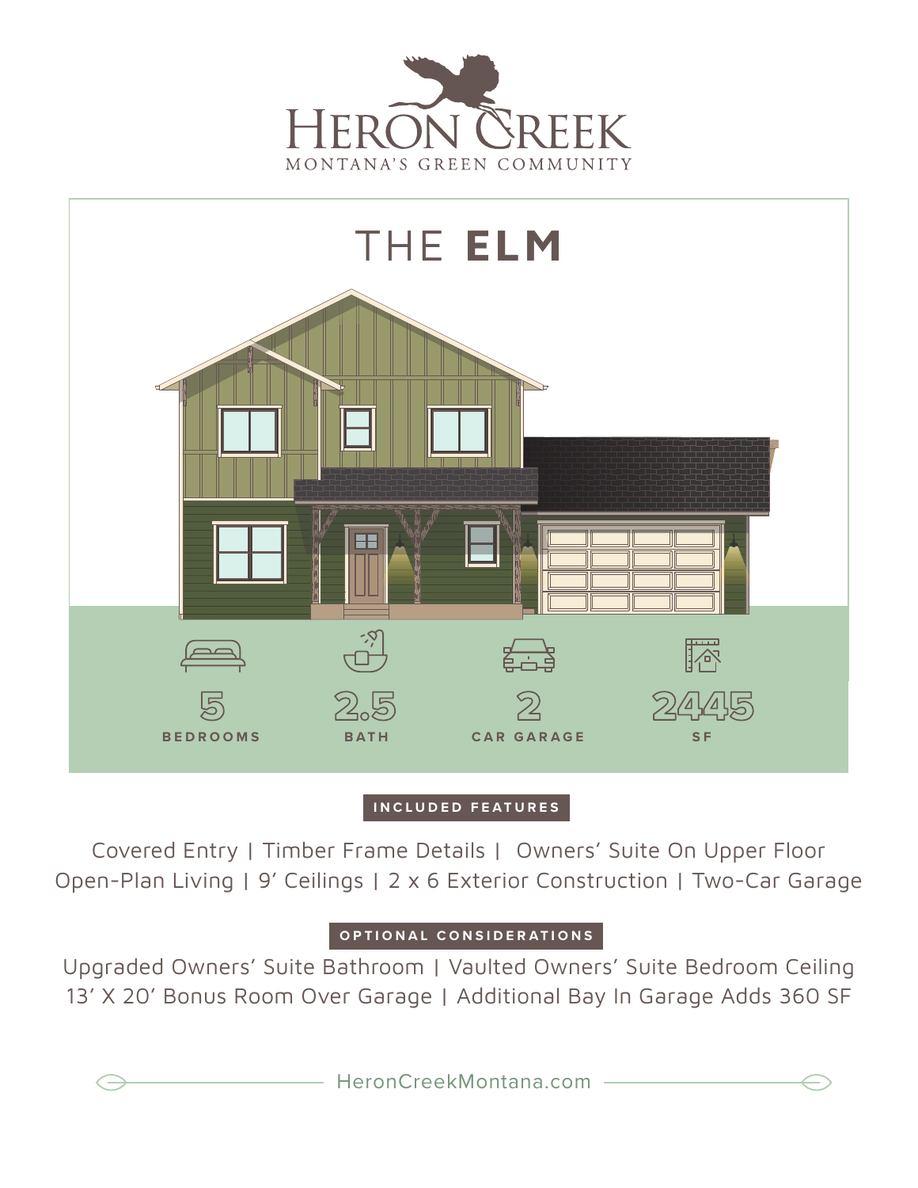HERON CREEK

MONTANA'S GREEN COMMUNITY

# THE **ELM**

| 5 | 2.5 | 2 | 2445 |
| --- | --- | --- | --- |
| BEDROOMS | BATH | CAR GARAGE | SF |

## INCLUDED FEATURES

Covered Entry | Timber Frame Details | Owners' Suite On Upper Floor
Open-Plan Living | 9' Ceilings | 2 x 6 Exterior Construction | Two-Car Garage

## OPTIONAL CONSIDERATIONS

Upgraded Owners' Suite Bathroom | Vaulted Owners' Suite Bedroom Ceiling
13' X 20' Bonus Room Over Garage | Additional Bay In Garage Adds 360 SF

HeronCreekMontana.com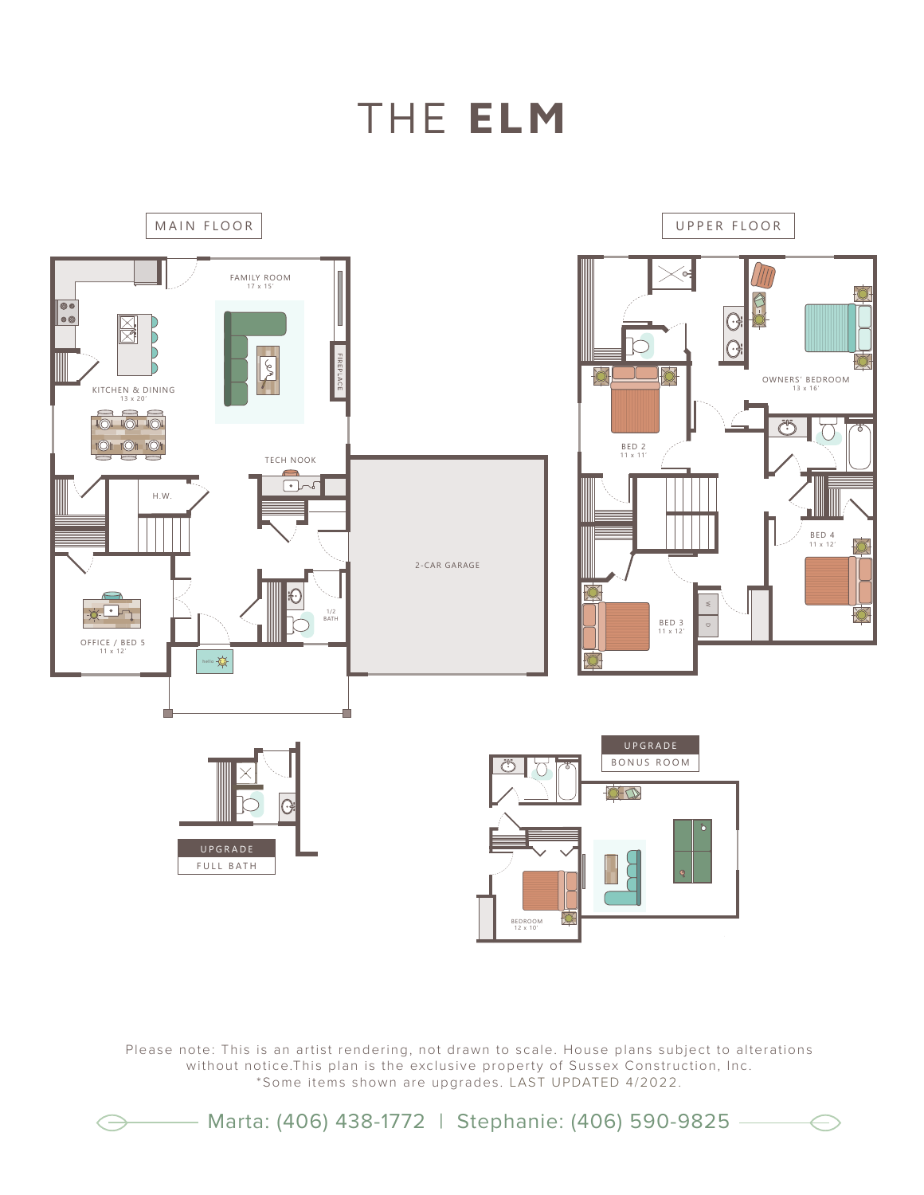# THE ELM

## MAIN FLOOR

FAMILY ROOM
17 x 15'

FIREPLACE

KITCHEN & DINING
13 x 20'

TECH NOOK

H.W.

2-CAR GARAGE

1/2 BATH

OFFICE / BED 5
11 x 12'

## UPPER FLOOR

OWNERS' BEDROOM
13 x 16'

BED 2
11 x 11'

BED 4
11 x 12'

BED 3
11 x 12'

W

D

UPGRADE
FULL BATH

UPGRADE
BONUS ROOM

BEDROOM
12 x 10'

Please note: This is an artist rendering, not drawn to scale. House plans subject to alterations without notice.This plan is the exclusive property of Sussex Construction, Inc.
*Some items shown are upgrades. LAST UPDATED 4/2022.

Marta: (406) 438-1772 | Stephanie: (406) 590-9825